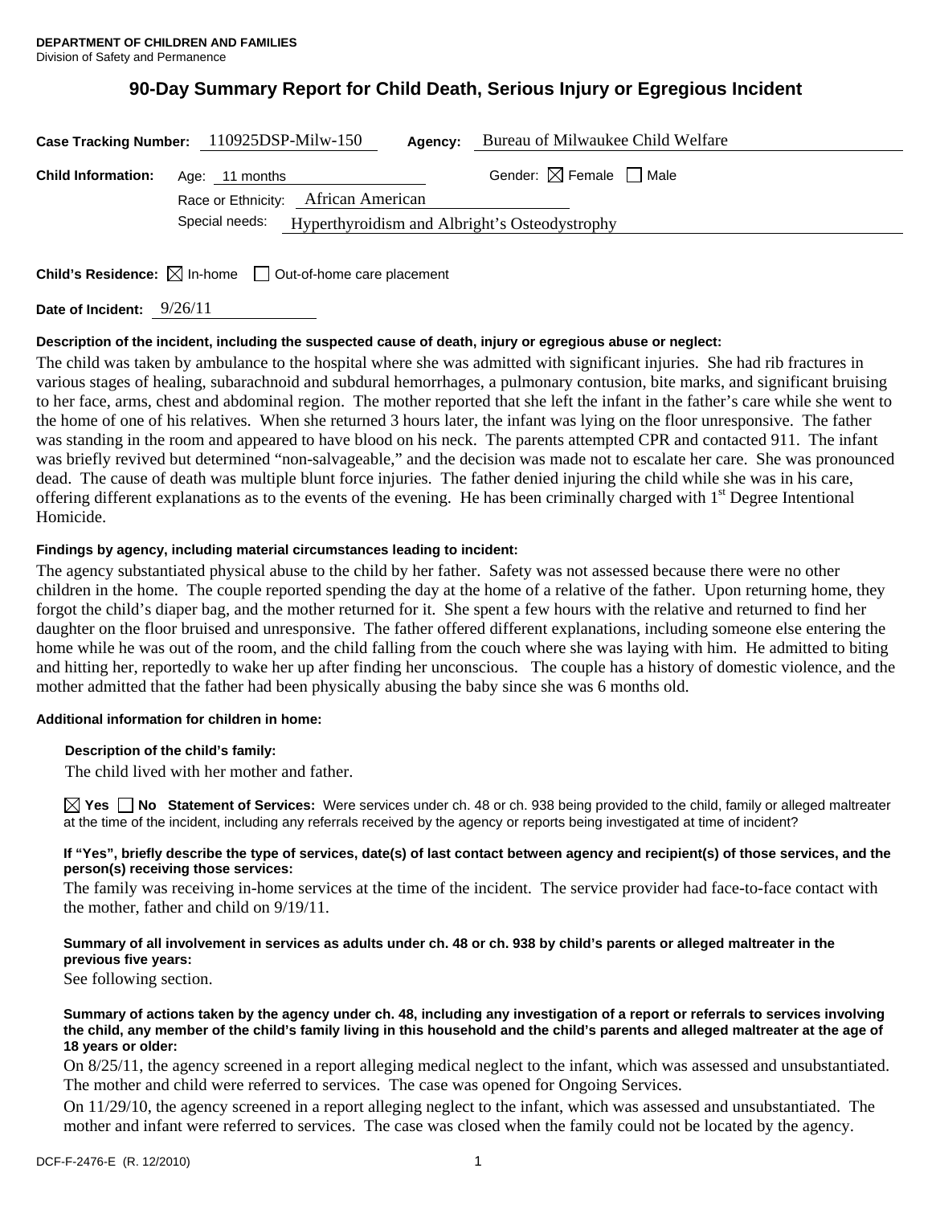**DEPARTMENT OF CHILDREN AND FAMILIES**
Division of Safety and Permanence

# 90-Day Summary Report for Child Death, Serious Injury or Egregious Incident

**Case Tracking Number:** 110925DSP-Milw-150 **Agency:** Bureau of Milwaukee Child Welfare

**Child Information:** Age: 11 months Gender: ☒ Female ☐ Male

Race or Ethnicity: African American

Special needs: Hyperthyroidism and Albright's Osteodystrophy

**Child's Residence:** ☒ In-home ☐ Out-of-home care placement

**Date of Incident:** 9/26/11

**Description of the incident, including the suspected cause of death, injury or egregious abuse or neglect:**

The child was taken by ambulance to the hospital where she was admitted with significant injuries. She had rib fractures in various stages of healing, subarachnoid and subdural hemorrhages, a pulmonary contusion, bite marks, and significant bruising to her face, arms, chest and abdominal region. The mother reported that she left the infant in the father's care while she went to the home of one of his relatives. When she returned 3 hours later, the infant was lying on the floor unresponsive. The father was standing in the room and appeared to have blood on his neck. The parents attempted CPR and contacted 911. The infant was briefly revived but determined "non-salvageable," and the decision was made not to escalate her care. She was pronounced dead. The cause of death was multiple blunt force injuries. The father denied injuring the child while she was in his care, offering different explanations as to the events of the evening. He has been criminally charged with 1st Degree Intentional Homicide.

**Findings by agency, including material circumstances leading to incident:**

The agency substantiated physical abuse to the child by her father. Safety was not assessed because there were no other children in the home. The couple reported spending the day at the home of a relative of the father. Upon returning home, they forgot the child's diaper bag, and the mother returned for it. She spent a few hours with the relative and returned to find her daughter on the floor bruised and unresponsive. The father offered different explanations, including someone else entering the home while he was out of the room, and the child falling from the couch where she was laying with him. He admitted to biting and hitting her, reportedly to wake her up after finding her unconscious. The couple has a history of domestic violence, and the mother admitted that the father had been physically abusing the baby since she was 6 months old.

**Additional information for children in home:**

**Description of the child's family:**

The child lived with her mother and father.

☒ **Yes** ☐ **No** **Statement of Services:** Were services under ch. 48 or ch. 938 being provided to the child, family or alleged maltreater at the time of the incident, including any referrals received by the agency or reports being investigated at time of incident?

**If "Yes", briefly describe the type of services, date(s) of last contact between agency and recipient(s) of those services, and the person(s) receiving those services:**

The family was receiving in-home services at the time of the incident. The service provider had face-to-face contact with the mother, father and child on 9/19/11.

**Summary of all involvement in services as adults under ch. 48 or ch. 938 by child's parents or alleged maltreater in the previous five years:**

See following section.

**Summary of actions taken by the agency under ch. 48, including any investigation of a report or referrals to services involving the child, any member of the child's family living in this household and the child's parents and alleged maltreater at the age of 18 years or older:**

On 8/25/11, the agency screened in a report alleging medical neglect to the infant, which was assessed and unsubstantiated. The mother and child were referred to services. The case was opened for Ongoing Services.

On 11/29/10, the agency screened in a report alleging neglect to the infant, which was assessed and unsubstantiated. The mother and infant were referred to services. The case was closed when the family could not be located by the agency.

DCF-F-2476-E (R. 12/2010)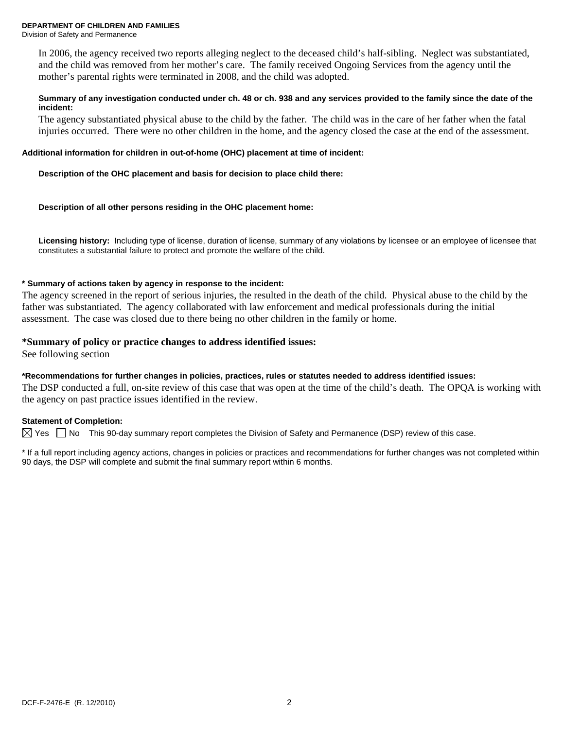In 2006, the agency received two reports alleging neglect to the deceased child's half-sibling. Neglect was substantiated, and the child was removed from her mother's care. The family received Ongoing Services from the agency until the mother's parental rights were terminated in 2008, and the child was adopted.

**Summary of any investigation conducted under ch. 48 or ch. 938 and any services provided to the family since the date of the incident:**

The agency substantiated physical abuse to the child by the father. The child was in the care of her father when the fatal injuries occurred. There were no other children in the home, and the agency closed the case at the end of the assessment.

**Additional information for children in out-of-home (OHC) placement at time of incident:**

**Description of the OHC placement and basis for decision to place child there:**

**Description of all other persons residing in the OHC placement home:**

**Licensing history:** Including type of license, duration of license, summary of any violations by licensee or an employee of licensee that constitutes a substantial failure to protect and promote the welfare of the child.

**\* Summary of actions taken by agency in response to the incident:**

The agency screened in the report of serious injuries, the resulted in the death of the child. Physical abuse to the child by the father was substantiated. The agency collaborated with law enforcement and medical professionals during the initial assessment. The case was closed due to there being no other children in the family or home.

**\*Summary of policy or practice changes to address identified issues:**

See following section

**\*Recommendations for further changes in policies, practices, rules or statutes needed to address identified issues:**

The DSP conducted a full, on-site review of this case that was open at the time of the child's death. The OPQA is working with the agency on past practice issues identified in the review.

**Statement of Completion:**

☒ Yes ☐ No This 90-day summary report completes the Division of Safety and Permanence (DSP) review of this case.

\* If a full report including agency actions, changes in policies or practices and recommendations for further changes was not completed within 90 days, the DSP will complete and submit the final summary report within 6 months.